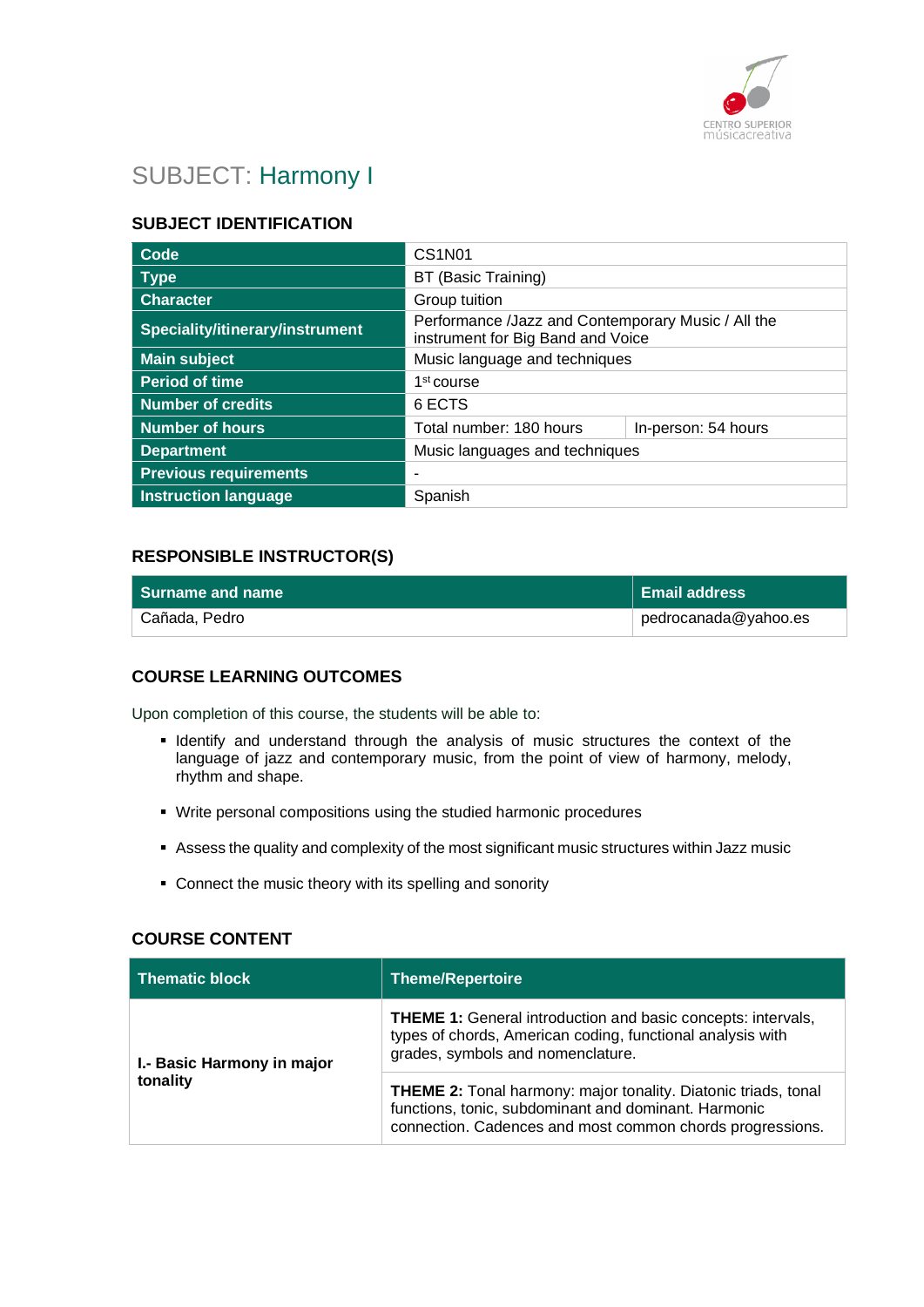# SUBJECT: Harmony I

## SUBJECT IDENTIFICATION

| | | |
|---|---|---|
| **Code** | CS1N01 | |
| **Type** | BT (Basic Training) | |
| **Character** | Group tuition | |
| **Speciality/itinerary/instrument** | Performance /Jazz and Contemporary Music / All the instrument for Big Band and Voice | |
| **Main subject** | Music language and techniques | |
| **Period of time** | 1st course | |
| **Number of credits** | 6 ECTS | |
| **Number of hours** | Total number: 180 hours | In-person: 54 hours |
| **Department** | Music languages and techniques | |
| **Previous requirements** | - | |
| **Instruction language** | Spanish | |

## RESPONSIBLE INSTRUCTOR(S)

| Surname and name | Email address |
|---|---|
| Cañada, Pedro | pedrocanada@yahoo.es |

## COURSE LEARNING OUTCOMES

Upon completion of this course, the students will be able to:

- Identify and understand through the analysis of music structures the context of the language of jazz and contemporary music, from the point of view of harmony, melody, rhythm and shape.
- Write personal compositions using the studied harmonic procedures
- Assess the quality and complexity of the most significant music structures within Jazz music
- Connect the music theory with its spelling and sonority

## COURSE CONTENT

| Thematic block | Theme/Repertoire |
|---|---|
| **I.- Basic Harmony in major tonality** | **THEME 1:** General introduction and basic concepts: intervals, types of chords, American coding, functional analysis with grades, symbols and nomenclature. |
| | **THEME 2:** Tonal harmony: major tonality. Diatonic triads, tonal functions, tonic, subdominant and dominant. Harmonic connection. Cadences and most common chords progressions. |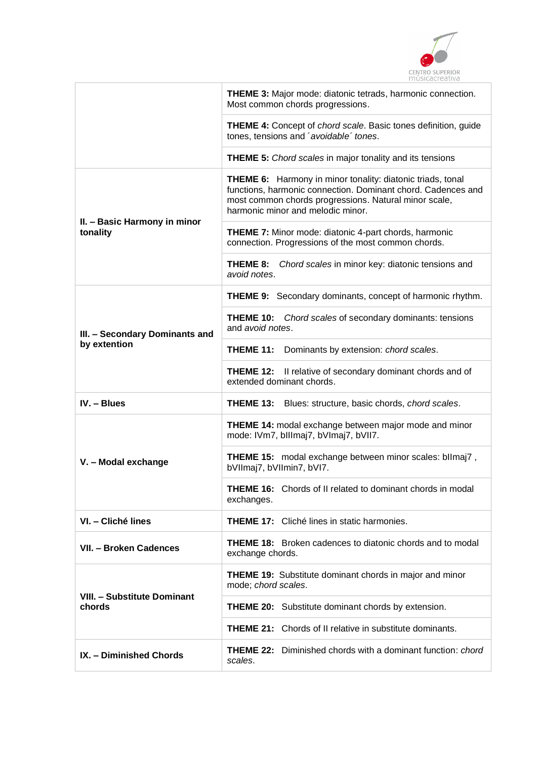| | |
|---|---|
| | **THEME 3:** Major mode: diatonic tetrads, harmonic connection. Most common chords progressions. |
| | **THEME 4:** Concept of *chord scale*. Basic tones definition, guide tones, tensions and ´*avoidable*´ *tones*. |
| | **THEME 5:** *Chord scales* in major tonality and its tensions |
| **II. – Basic Harmony in minor tonality** | **THEME 6:** Harmony in minor tonality: diatonic triads, tonal functions, harmonic connection. Dominant chord. Cadences and most common chords progressions. Natural minor scale, harmonic minor and melodic minor. |
| | **THEME 7:** Minor mode: diatonic 4-part chords, harmonic connection. Progressions of the most common chords. |
| | **THEME 8:** *Chord scales* in minor key: diatonic tensions and *avoid notes*. |
| **III. – Secondary Dominants and by extention** | **THEME 9:** Secondary dominants, concept of harmonic rhythm. |
| | **THEME 10:** *Chord scales* of secondary dominants: tensions and *avoid notes*. |
| | **THEME 11:** Dominants by extension: *chord scales*. |
| | **THEME 12:** II relative of secondary dominant chords and of extended dominant chords. |
| **IV. – Blues** | **THEME 13:** Blues: structure, basic chords, *chord scales*. |
| **V. – Modal exchange** | **THEME 14:** modal exchange between major mode and minor mode: IVm7, bIIImaj7, bVImaj7, bVII7. |
| | **THEME 15:** modal exchange between minor scales: bIImaj7 , bVIImaj7, bVIImin7, bVI7. |
| | **THEME 16:** Chords of II related to dominant chords in modal exchanges. |
| **VI. – Cliché lines** | **THEME 17:** Cliché lines in static harmonies. |
| **VII. – Broken Cadences** | **THEME 18:** Broken cadences to diatonic chords and to modal exchange chords. |
| **VIII. – Substitute Dominant chords** | **THEME 19:** Substitute dominant chords in major and minor mode; *chord scales*. |
| | **THEME 20:** Substitute dominant chords by extension. |
| | **THEME 21:** Chords of II relative in substitute dominants. |
| **IX. – Diminished Chords** | **THEME 22:** Diminished chords with a dominant function: *chord scales*. |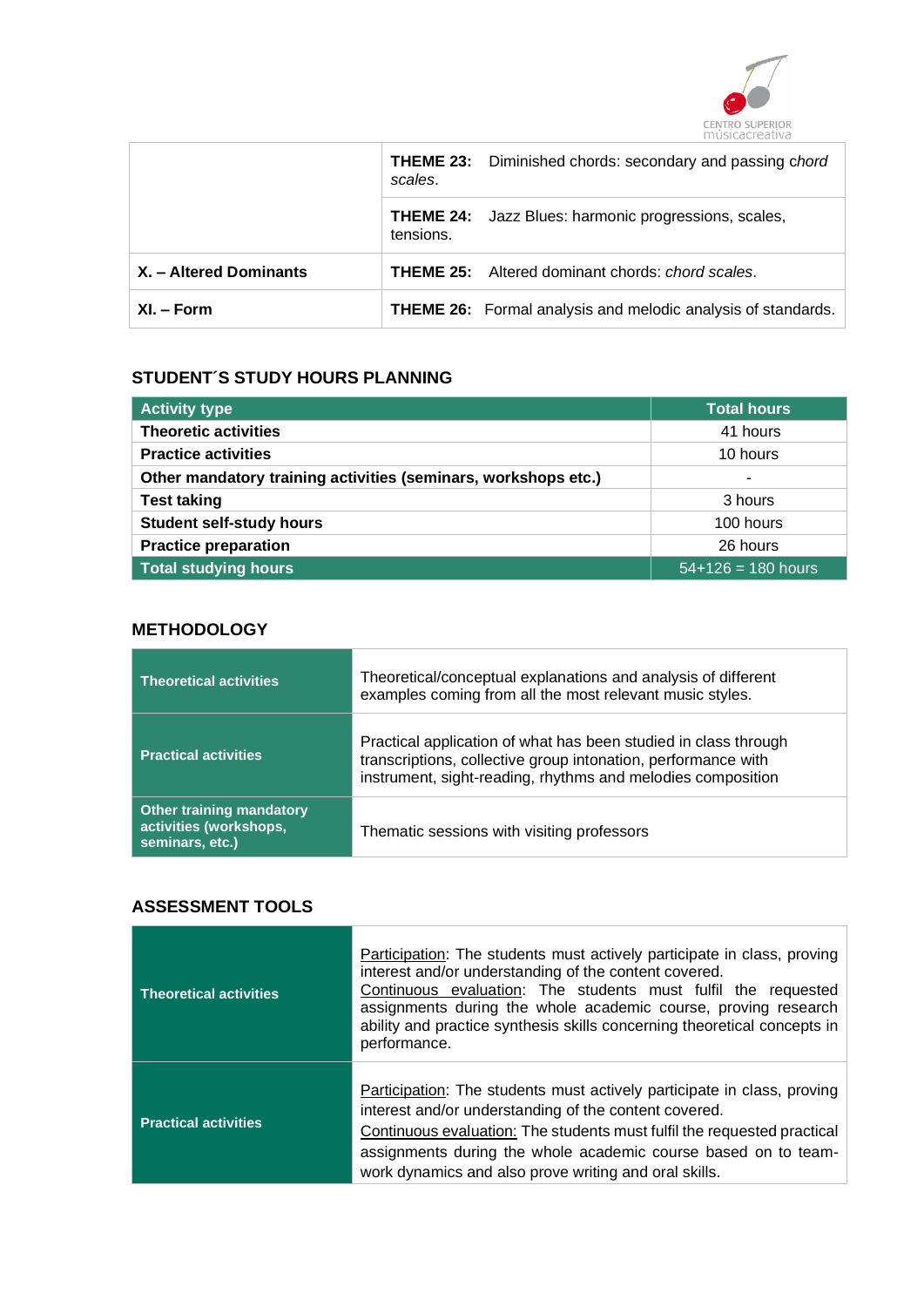| | |
|---|---|
| | **THEME 23:** Diminished chords: secondary and passing *chord scales*. |
| | **THEME 24:** Jazz Blues: harmonic progressions, scales, tensions. |
| **X. – Altered Dominants** | **THEME 25:** Altered dominant chords: *chord scales*. |
| **XI. – Form** | **THEME 26:** Formal analysis and melodic analysis of standards. |

## STUDENT´S STUDY HOURS PLANNING

| Activity type | Total hours |
|---|---|
| **Theoretic activities** | 41 hours |
| **Practice activities** | 10 hours |
| **Other mandatory training activities (seminars, workshops etc.)** | - |
| **Test taking** | 3 hours |
| **Student self-study hours** | 100 hours |
| **Practice preparation** | 26 hours |
| **Total studying hours** | 54+126 = 180 hours |

## METHODOLOGY

| | |
|---|---|
| **Theoretical activities** | Theoretical/conceptual explanations and analysis of different examples coming from all the most relevant music styles. |
| **Practical activities** | Practical application of what has been studied in class through transcriptions, collective group intonation, performance with instrument, sight-reading, rhythms and melodies composition |
| **Other training mandatory activities (workshops, seminars, etc.)** | Thematic sessions with visiting professors |

## ASSESSMENT TOOLS

| | |
|---|---|
| **Theoretical activities** | Participation: The students must actively participate in class, proving interest and/or understanding of the content covered. Continuous evaluation: The students must fulfil the requested assignments during the whole academic course, proving research ability and practice synthesis skills concerning theoretical concepts in performance. |
| **Practical activities** | Participation: The students must actively participate in class, proving interest and/or understanding of the content covered. Continuous evaluation: The students must fulfil the requested practical assignments during the whole academic course based on to team-work dynamics and also prove writing and oral skills. |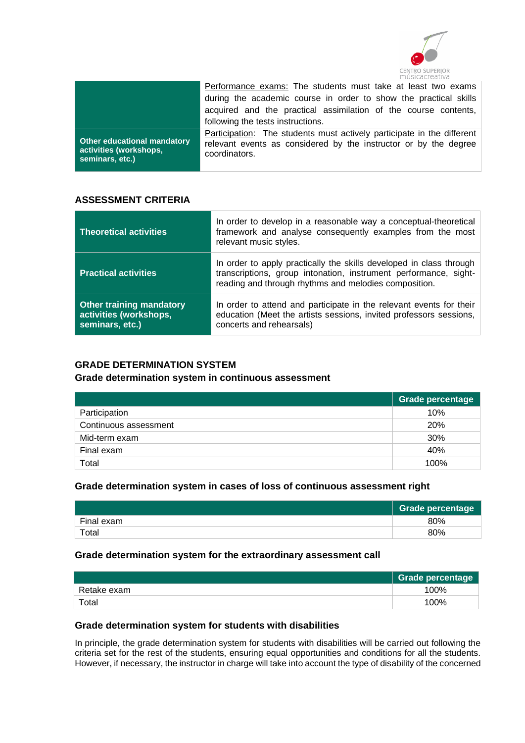| | |
|---|---|
| | Performance exams: The students must take at least two exams during the academic course in order to show the practical skills acquired and the practical assimilation of the course contents, following the tests instructions. |
| **Other educational mandatory activities (workshops, seminars, etc.)** | Participation: The students must actively participate in the different relevant events as considered by the instructor or by the degree coordinators. |

### ASSESSMENT CRITERIA

| | |
|---|---|
| **Theoretical activities** | In order to develop in a reasonable way a conceptual-theoretical framework and analyse consequently examples from the most relevant music styles. |
| **Practical activities** | In order to apply practically the skills developed in class through transcriptions, group intonation, instrument performance, sight-reading and through rhythms and melodies composition. |
| **Other training mandatory activities (workshops, seminars, etc.)** | In order to attend and participate in the relevant events for their education (Meet the artists sessions, invited professors sessions, concerts and rehearsals) |

### GRADE DETERMINATION SYSTEM

#### Grade determination system in continuous assessment

| | Grade percentage |
|---|---|
| Participation | 10% |
| Continuous assessment | 20% |
| Mid-term exam | 30% |
| Final exam | 40% |
| Total | 100% |

#### Grade determination system in cases of loss of continuous assessment right

| | Grade percentage |
|---|---|
| Final exam | 80% |
| Total | 80% |

#### Grade determination system for the extraordinary assessment call

| | Grade percentage |
|---|---|
| Retake exam | 100% |
| Total | 100% |

#### Grade determination system for students with disabilities

In principle, the grade determination system for students with disabilities will be carried out following the criteria set for the rest of the students, ensuring equal opportunities and conditions for all the students. However, if necessary, the instructor in charge will take into account the type of disability of the concerned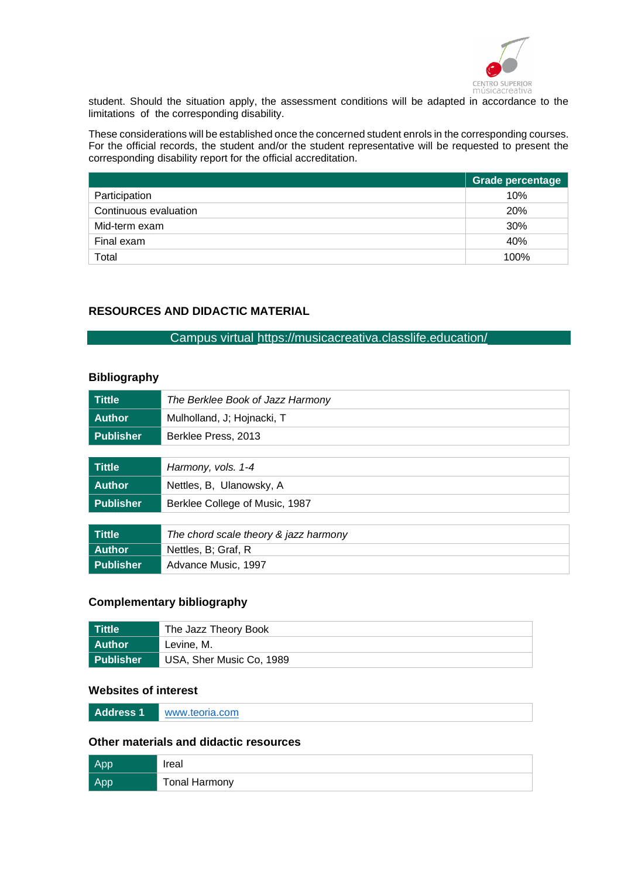student. Should the situation apply, the assessment conditions will be adapted in accordance to the limitations of the corresponding disability.

These considerations will be established once the concerned student enrols in the corresponding courses. For the official records, the student and/or the student representative will be requested to present the corresponding disability report for the official accreditation.

| | Grade percentage |
|---|---|
| Participation | 10% |
| Continuous evaluation | 20% |
| Mid-term exam | 30% |
| Final exam | 40% |
| Total | 100% |

## RESOURCES AND DIDACTIC MATERIAL

Campus virtual https://musicacreativa.classlife.education/

### Bibliography

| | |
|---|---|
| **Tittle** | *The Berklee Book of Jazz Harmony* |
| **Author** | Mulholland, J; Hojnacki, T |
| **Publisher** | Berklee Press, 2013 |

| | |
|---|---|
| **Tittle** | *Harmony, vols. 1-4* |
| **Author** | Nettles, B, Ulanowsky, A |
| **Publisher** | Berklee College of Music, 1987 |

| | |
|---|---|
| **Tittle** | *The chord scale theory & jazz harmony* |
| **Author** | Nettles, B; Graf, R |
| **Publisher** | Advance Music, 1997 |

### Complementary bibliography

| | |
|---|---|
| **Tittle** | The Jazz Theory Book |
| **Author** | Levine, M. |
| **Publisher** | USA, Sher Music Co, 1989 |

### Websites of interest

| | |
|---|---|
| **Address 1** | www.teoria.com |

### Other materials and didactic resources

| | |
|---|---|
| App | Ireal |
| App | Tonal Harmony |